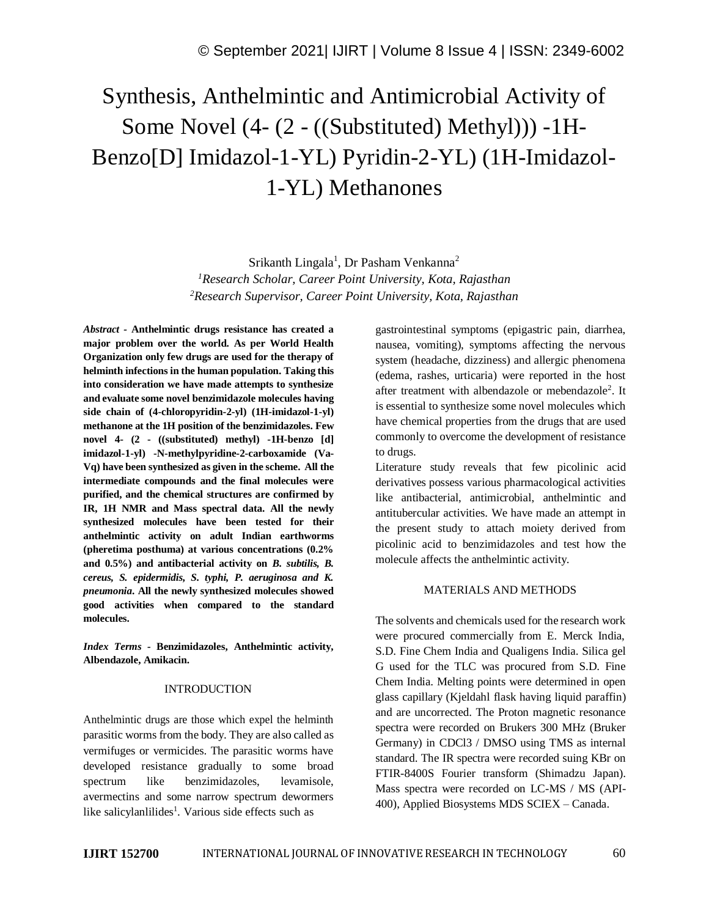# Synthesis, Anthelmintic and Antimicrobial Activity of Some Novel (4- (2 - ((Substituted) Methyl))) -1H-Benzo[D] Imidazol-1-YL) Pyridin-2-YL) (1H-Imidazol-1-YL) Methanones

Srikanth Lingala[1], Dr Pasham Venkanna[2]

[1]*Research Scholar, Career Point University, Kota, Rajasthan*

[2]*Research Supervisor, Career Point University, Kota, Rajasthan*

***Abstract* - Anthelmintic drugs resistance has created a major problem over the world. As per World Health Organization only few drugs are used for the therapy of helminth infections in the human population. Taking this into consideration we have made attempts to synthesize and evaluate some novel benzimidazole molecules having side chain of (4-chloropyridin-2-yl) (1H-imidazol-1-yl) methanone at the 1H position of the benzimidazoles. Few novel 4- (2 - ((substituted) methyl) -1H-benzo [d] imidazol-1-yl) -N-methylpyridine-2-carboxamide (Va-Vq) have been synthesized as given in the scheme. All the intermediate compounds and the final molecules were purified, and the chemical structures are confirmed by IR, 1H NMR and Mass spectral data. All the newly synthesized molecules have been tested for their anthelmintic activity on adult Indian earthworms (pheretima posthuma) at various concentrations (0.2% and 0.5%) and antibacterial activity on *B. subtilis, B. cereus, S. epidermidis, S. typhi, P. aeruginosa and K. pneumonia*. All the newly synthesized molecules showed good activities when compared to the standard molecules.**

***Index Terms* - Benzimidazoles, Anthelmintic activity, Albendazole, Amikacin.**

## INTRODUCTION

Anthelmintic drugs are those which expel the helminth parasitic worms from the body. They are also called as vermifuges or vermicides. The parasitic worms have developed resistance gradually to some broad spectrum like benzimidazoles, levamisole, avermectins and some narrow spectrum dewormers like salicylanlilides[1]. Various side effects such as gastrointestinal symptoms (epigastric pain, diarrhea, nausea, vomiting), symptoms affecting the nervous system (headache, dizziness) and allergic phenomena (edema, rashes, urticaria) were reported in the host after treatment with albendazole or mebendazole[2]. It is essential to synthesize some novel molecules which have chemical properties from the drugs that are used commonly to overcome the development of resistance to drugs.

Literature study reveals that few picolinic acid derivatives possess various pharmacological activities like antibacterial, antimicrobial, anthelmintic and antitubercular activities. We have made an attempt in the present study to attach moiety derived from picolinic acid to benzimidazoles and test how the molecule affects the anthelmintic activity.

## MATERIALS AND METHODS

The solvents and chemicals used for the research work were procured commercially from E. Merck India, S.D. Fine Chem India and Qualigens India. Silica gel G used for the TLC was procured from S.D. Fine Chem India. Melting points were determined in open glass capillary (Kjeldahl flask having liquid paraffin) and are uncorrected. The Proton magnetic resonance spectra were recorded on Brukers 300 MHz (Bruker Germany) in CDCl3 / DMSO using TMS as internal standard. The IR spectra were recorded suing KBr on FTIR-8400S Fourier transform (Shimadzu Japan). Mass spectra were recorded on LC-MS / MS (API-400), Applied Biosystems MDS SCIEX – Canada.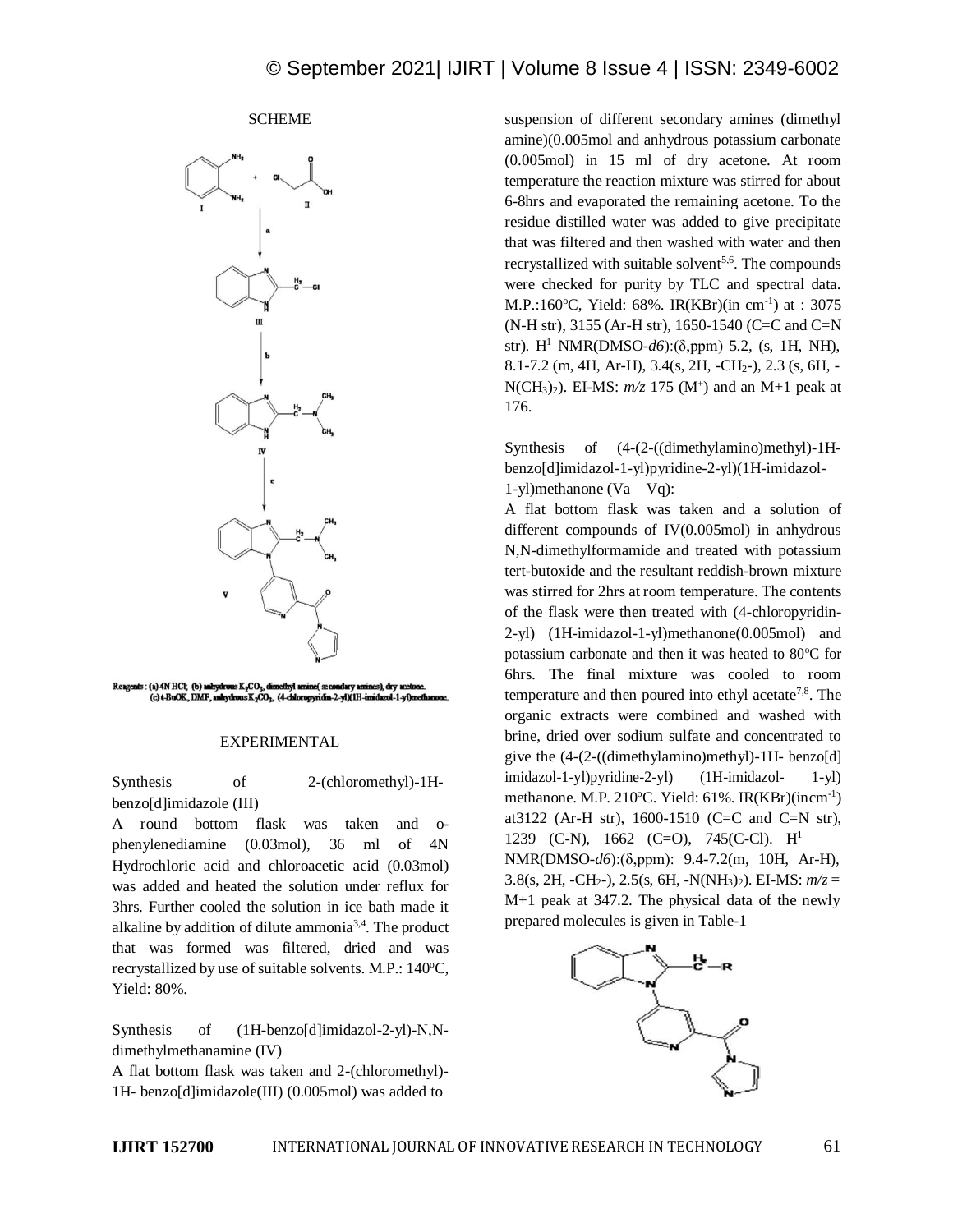SCHEME

Reagents : (a) 4N HCl; (b) anhydrous $K_2CO_3$, dimethyl amine( secondary amines), dry acetone. (c) t-BuOK, DMF, anhydrous $K_2CO_3$, (4-chloropyridin-2-yl)(1H-imidazol-1-yl)methanone.

## EXPERIMENTAL

### Synthesis of 2-(chloromethyl)-1H-benzo[d]imidazole (III)

A round bottom flask was taken and o-phenylenediamine (0.03mol), 36 ml of 4N Hydrochloric acid and chloroacetic acid (0.03mol) was added and heated the solution under reflux for 3hrs. Further cooled the solution in ice bath made it alkaline by addition of dilute ammonia[3,4]. The product that was formed was filtered, dried and was recrystallized by use of suitable solvents. M.P.: 140°C, Yield: 80%.

### Synthesis of (1H-benzo[d]imidazol-2-yl)-N,N-dimethylmethanamine (IV)

A flat bottom flask was taken and 2-(chloromethyl)-1H- benzo[d]imidazole(III) (0.005mol) was added to suspension of different secondary amines (dimethyl amine)(0.005mol and anhydrous potassium carbonate (0.005mol) in 15 ml of dry acetone. At room temperature the reaction mixture was stirred for about 6-8hrs and evaporated the remaining acetone. To the residue distilled water was added to give precipitate that was filtered and then washed with water and then recrystallized with suitable solvent[5,6]. The compounds were checked for purity by TLC and spectral data. M.P.:160°C, Yield: 68%. IR(KBr)(in $cm^{-1}$) at : 3075 (N-H str), 3155 (Ar-H str), 1650-1540 (C=C and C=N str). $H^1$ NMR(DMSO-*d6*):(δ,ppm) 5.2, (s, 1H, NH), 8.1-7.2 (m, 4H, Ar-H), 3.4(s, 2H, $-CH_2-$), 2.3 (s, 6H, $-N(CH_3)_2$). EI-MS: *m/z* 175 ($M^+$) and an M+1 peak at 176.

### Synthesis of (4-(2-((dimethylamino)methyl)-1H-benzo[d]imidazol-1-yl)pyridine-2-yl)(1H-imidazol-1-yl)methanone (Va – Vq):

A flat bottom flask was taken and a solution of different compounds of IV(0.005mol) in anhydrous N,N-dimethylformamide and treated with potassium tert-butoxide and the resultant reddish-brown mixture was stirred for 2hrs at room temperature. The contents of the flask were then treated with (4-chloropyridin-2-yl) (1H-imidazol-1-yl)methanone(0.005mol) and potassium carbonate and then it was heated to 80°C for 6hrs. The final mixture was cooled to room temperature and then poured into ethyl acetate[7,8]. The organic extracts were combined and washed with brine, dried over sodium sulfate and concentrated to give the (4-(2-((dimethylamino)methyl)-1H- benzo[d] imidazol-1-yl)pyridine-2-yl) (1H-imidazol- 1-yl) methanone. M.P. 210°C. Yield: 61%. IR(KBr)(in$cm^{-1}$) at3122 (Ar-H str), 1600-1510 (C=C and C=N str), 1239 (C-N), 1662 (C=O), 745(C-Cl). $H^1$ NMR(DMSO-*d6*):(δ,ppm): 9.4-7.2(m, 10H, Ar-H), 3.8(s, 2H, $-CH_2-$), 2.5(s, 6H, $-N(NH_3)_2$). EI-MS: *m/z* = M+1 peak at 347.2. The physical data of the newly prepared molecules is given in Table-1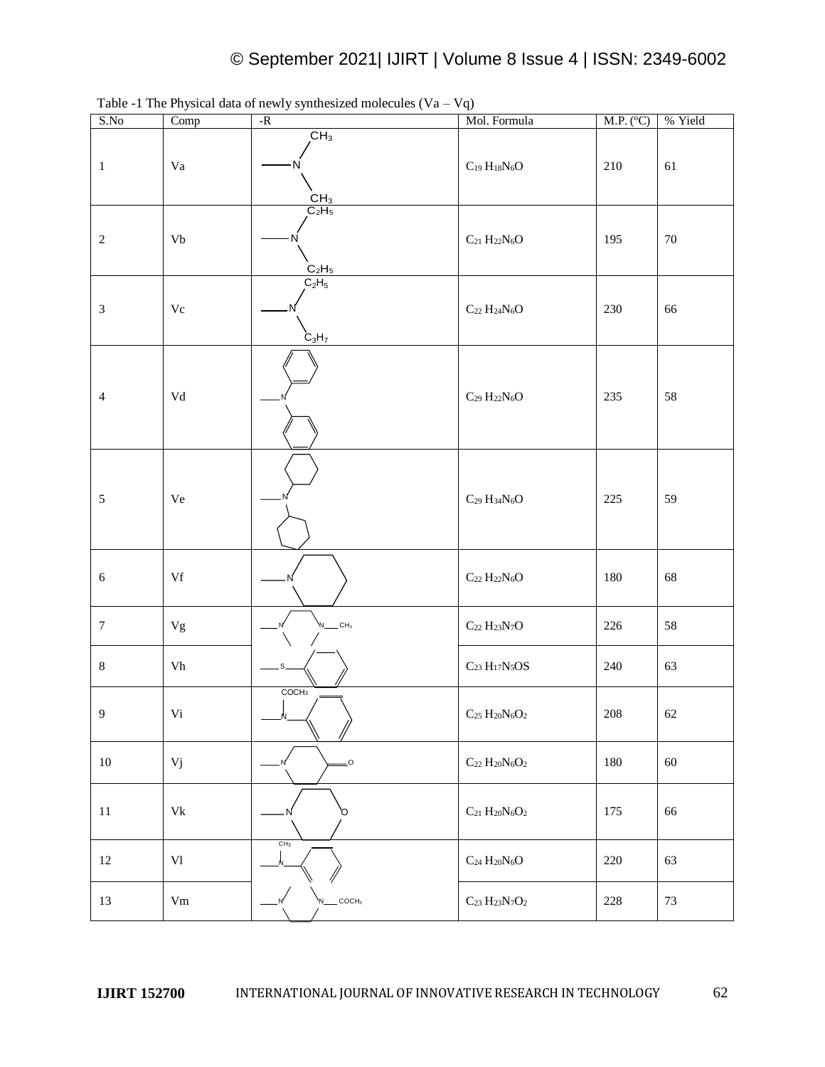Table -1 The Physical data of newly synthesized molecules (Va – Vq)

| S.No | Comp | -R | Mol. Formula | M.P. (°C) | % Yield |
|---|---|---|---|---|---|
| 1 | Va | $-N(CH_3)_2$ | $C_{19}H_{18}N_6O$ | 210 | 61 |
| 2 | Vb | $-N(C_2H_5)_2$ | $C_{21}H_{22}N_6O$ | 195 | 70 |
| 3 | Vc | $-N(C_2H_5)(C_3H_7)$ | $C_{22}H_{24}N_6O$ | 230 | 66 |
| 4 | Vd | $-N(C_6H_5)_2$ (diphenylamino) | $C_{29}H_{22}N_6O$ | 235 | 58 |
| 5 | Ve | $-N(C_6H_{11})_2$ (dicyclohexylamino) | $C_{29}H_{34}N_6O$ | 225 | 59 |
| 6 | Vf | piperidin-1-yl | $C_{22}H_{22}N_6O$ | 180 | 68 |
| 7 | Vg | 4-methylpiperazin-1-yl ($-N$ ring $N-CH_3$) | $C_{22}H_{23}N_7O$ | 226 | 58 |
| 8 | Vh | $-S-C_6H_5$ | $C_{23}H_{17}N_5OS$ | 240 | 63 |
| 9 | Vi | $-N(COCH_3)-C_6H_5$ | $C_{25}H_{20}N_6O_2$ | 208 | 62 |
| 10 | Vj | 4-oxopiperidin-1-yl | $C_{22}H_{20}N_6O_2$ | 180 | 60 |
| 11 | Vk | morpholin-4-yl | $C_{21}H_{20}N_6O_2$ | 175 | 66 |
| 12 | Vl | $-N(CH_3)-C_6H_5$ | $C_{24}H_{20}N_6O$ | 220 | 63 |
| 13 | Vm | 4-acetylpiperazin-1-yl ($-N$ ring $N-COCH_3$) | $C_{23}H_{23}N_7O_2$ | 228 | 73 |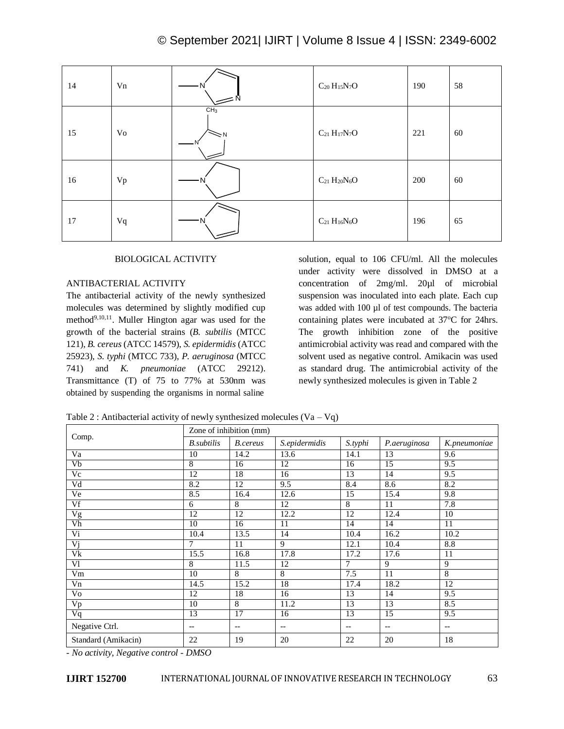| 14 | Vn | | $C_{20}H_{15}N_7O$ | 190 | 58 |
|---|---|---|---|---|---|
| 15 | Vo | | $C_{21}H_{17}N_7O$ | 221 | 60 |
| 16 | Vp | | $C_{21}H_{20}N_6O$ | 200 | 60 |
| 17 | Vq | | $C_{21}H_{16}N_6O$ | 196 | 65 |

## BIOLOGICAL ACTIVITY

### ANTIBACTERIAL ACTIVITY

The antibacterial activity of the newly synthesized molecules was determined by slightly modified cup method[9,10,11]. Muller Hington agar was used for the growth of the bacterial strains (*B. subtilis* (MTCC 121), *B. cereus* (ATCC 14579), *S. epidermidis* (ATCC 25923), *S. typhi* (MTCC 733), *P. aeruginosa* (MTCC 741) and *K. pneumoniae* (ATCC 29212). Transmittance (T) of 75 to 77% at 530nm was obtained by suspending the organisms in normal saline solution, equal to 106 CFU/ml. All the molecules under activity were dissolved in DMSO at a concentration of 2mg/ml. 20µl of microbial suspension was inoculated into each plate. Each cup was added with 100 µl of test compounds. The bacteria containing plates were incubated at 37ºC for 24hrs. The growth inhibition zone of the positive antimicrobial activity was read and compared with the solvent used as negative control. Amikacin was used as standard drug. The antimicrobial activity of the newly synthesized molecules is given in Table 2

Table 2 : Antibacterial activity of newly synthesized molecules (Va – Vq)

| Comp. | Zone of inhibition (mm) | | | | | |
|---|---|---|---|---|---|---|
| | *B.subtilis* | *B.cereus* | *S.epidermidis* | *S.typhi* | *P.aeruginosa* | *K.pneumoniae* |
| Va | 10 | 14.2 | 13.6 | 14.1 | 13 | 9.6 |
| Vb | 8 | 16 | 12 | 16 | 15 | 9.5 |
| Vc | 12 | 18 | 16 | 13 | 14 | 9.5 |
| Vd | 8.2 | 12 | 9.5 | 8.4 | 8.6 | 8.2 |
| Ve | 8.5 | 16.4 | 12.6 | 15 | 15.4 | 9.8 |
| Vf | 6 | 8 | 12 | 8 | 11 | 7.8 |
| Vg | 12 | 12 | 12.2 | 12 | 12.4 | 10 |
| Vh | 10 | 16 | 11 | 14 | 14 | 11 |
| Vi | 10.4 | 13.5 | 14 | 10.4 | 16.2 | 10.2 |
| Vj | 7 | 11 | 9 | 12.1 | 10.4 | 8.8 |
| Vk | 15.5 | 16.8 | 17.8 | 17.2 | 17.6 | 11 |
| Vl | 8 | 11.5 | 12 | 7 | 9 | 9 |
| Vm | 10 | 8 | 8 | 7.5 | 11 | 8 |
| Vn | 14.5 | 15.2 | 18 | 17.4 | 18.2 | 12 |
| Vo | 12 | 18 | 16 | 13 | 14 | 9.5 |
| Vp | 10 | 8 | 11.2 | 13 | 13 | 8.5 |
| Vq | 13 | 17 | 16 | 13 | 15 | 9.5 |
| Negative Ctrl. | -- | -- | -- | -- | -- | -- |
| Standard (Amikacin) | 22 | 19 | 20 | 22 | 20 | 18 |

*- No activity, Negative control - DMSO*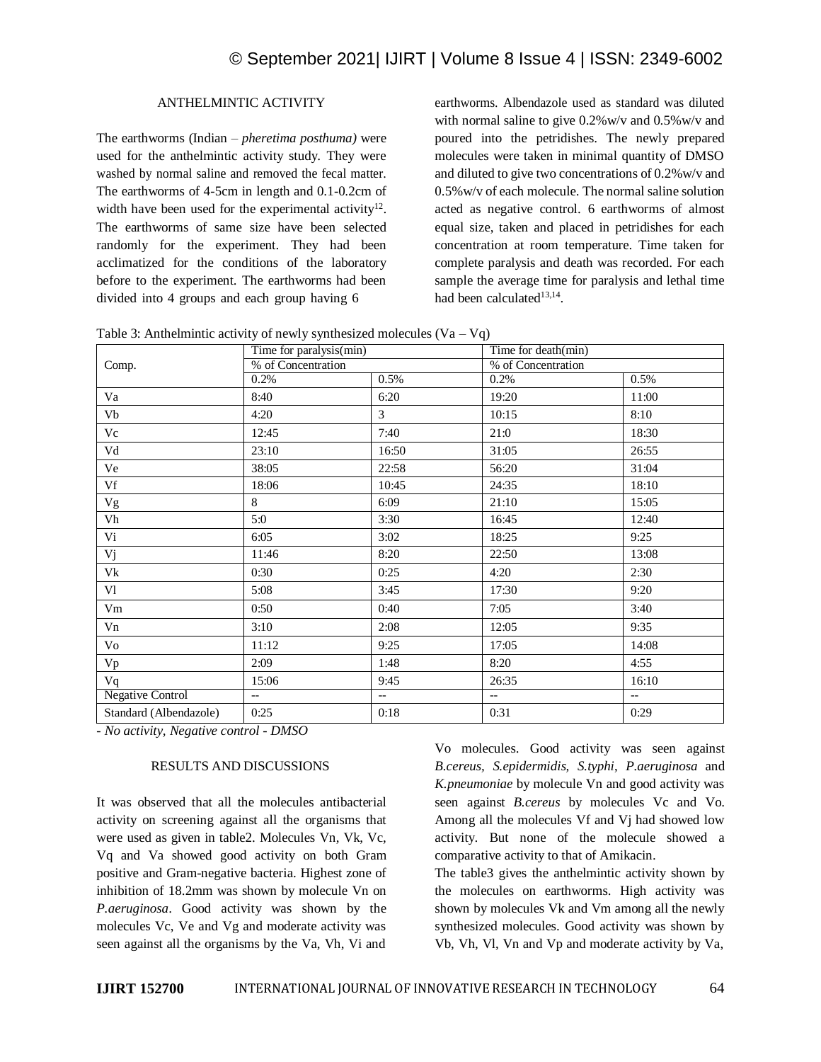### ANTHELMINTIC ACTIVITY

The earthworms (Indian – *pheretima posthuma)* were used for the anthelmintic activity study. They were washed by normal saline and removed the fecal matter. The earthworms of 4-5cm in length and 0.1-0.2cm of width have been used for the experimental activity[12]. The earthworms of same size have been selected randomly for the experiment. They had been acclimatized for the conditions of the laboratory before to the experiment. The earthworms had been divided into 4 groups and each group having 6 earthworms. Albendazole used as standard was diluted with normal saline to give 0.2%w/v and 0.5%w/v and poured into the petridishes. The newly prepared molecules were taken in minimal quantity of DMSO and diluted to give two concentrations of 0.2%w/v and 0.5%w/v of each molecule. The normal saline solution acted as negative control. 6 earthworms of almost equal size, taken and placed in petridishes for each concentration at room temperature. Time taken for complete paralysis and death was recorded. For each sample the average time for paralysis and lethal time had been calculated[13,14].

Table 3: Anthelmintic activity of newly synthesized molecules (Va – Vq)

| Comp. | Time for paralysis(min) | | Time for death(min) | |
|---|---|---|---|---|
| | % of Concentration | | % of Concentration | |
| | 0.2% | 0.5% | 0.2% | 0.5% |
| Va | 8:40 | 6:20 | 19:20 | 11:00 |
| Vb | 4:20 | 3 | 10:15 | 8:10 |
| Vc | 12:45 | 7:40 | 21:0 | 18:30 |
| Vd | 23:10 | 16:50 | 31:05 | 26:55 |
| Ve | 38:05 | 22:58 | 56:20 | 31:04 |
| Vf | 18:06 | 10:45 | 24:35 | 18:10 |
| Vg | 8 | 6:09 | 21:10 | 15:05 |
| Vh | 5:0 | 3:30 | 16:45 | 12:40 |
| Vi | 6:05 | 3:02 | 18:25 | 9:25 |
| Vj | 11:46 | 8:20 | 22:50 | 13:08 |
| Vk | 0:30 | 0:25 | 4:20 | 2:30 |
| Vl | 5:08 | 3:45 | 17:30 | 9:20 |
| Vm | 0:50 | 0:40 | 7:05 | 3:40 |
| Vn | 3:10 | 2:08 | 12:05 | 9:35 |
| Vo | 11:12 | 9:25 | 17:05 | 14:08 |
| Vp | 2:09 | 1:48 | 8:20 | 4:55 |
| Vq | 15:06 | 9:45 | 26:35 | 16:10 |
| Negative Control | -- | -- | -- | -- |
| Standard (Albendazole) | 0:25 | 0:18 | 0:31 | 0:29 |

*- No activity, Negative control - DMSO*

### RESULTS AND DISCUSSIONS

It was observed that all the molecules antibacterial activity on screening against all the organisms that were used as given in table2. Molecules Vn, Vk, Vc, Vq and Va showed good activity on both Gram positive and Gram-negative bacteria. Highest zone of inhibition of 18.2mm was shown by molecule Vn on *P.aeruginosa*. Good activity was shown by the molecules Vc, Ve and Vg and moderate activity was seen against all the organisms by the Va, Vh, Vi and Vo molecules. Good activity was seen against *B.cereus, S.epidermidis, S.typhi*, *P.aeruginosa* and *K.pneumoniae* by molecule Vn and good activity was seen against *B.cereus* by molecules Vc and Vo. Among all the molecules Vf and Vj had showed low activity. But none of the molecule showed a comparative activity to that of Amikacin.

The table3 gives the anthelmintic activity shown by the molecules on earthworms. High activity was shown by molecules Vk and Vm among all the newly synthesized molecules. Good activity was shown by Vb, Vh, Vl, Vn and Vp and moderate activity by Va,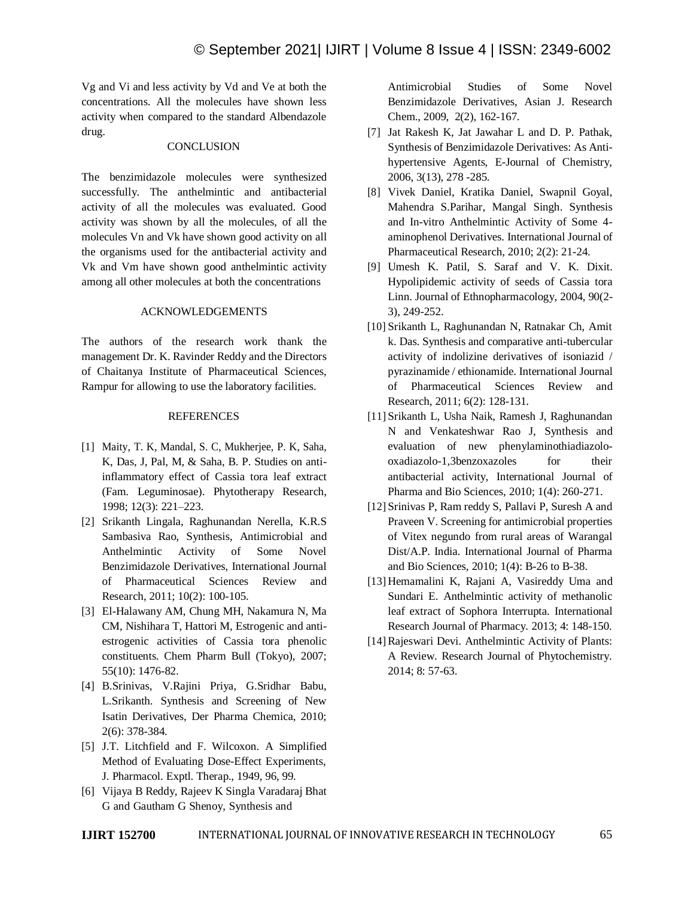Vg and Vi and less activity by Vd and Ve at both the concentrations. All the molecules have shown less activity when compared to the standard Albendazole drug.

## CONCLUSION

The benzimidazole molecules were synthesized successfully. The anthelmintic and antibacterial activity of all the molecules was evaluated. Good activity was shown by all the molecules, of all the molecules Vn and Vk have shown good activity on all the organisms used for the antibacterial activity and Vk and Vm have shown good anthelmintic activity among all other molecules at both the concentrations

## ACKNOWLEDGEMENTS

The authors of the research work thank the management Dr. K. Ravinder Reddy and the Directors of Chaitanya Institute of Pharmaceutical Sciences, Rampur for allowing to use the laboratory facilities.

## REFERENCES

[1] Maity, T. K, Mandal, S. C, Mukherjee, P. K, Saha, K, Das, J, Pal, M, & Saha, B. P. Studies on anti-inflammatory effect of Cassia tora leaf extract (Fam. Leguminosae). Phytotherapy Research, 1998; 12(3): 221–223.

[2] Srikanth Lingala, Raghunandan Nerella, K.R.S Sambasiva Rao, Synthesis, Antimicrobial and Anthelmintic Activity of Some Novel Benzimidazole Derivatives, International Journal of Pharmaceutical Sciences Review and Research, 2011; 10(2): 100-105.

[3] El-Halawany AM, Chung MH, Nakamura N, Ma CM, Nishihara T, Hattori M, Estrogenic and anti-estrogenic activities of Cassia tora phenolic constituents. Chem Pharm Bull (Tokyo), 2007; 55(10): 1476-82.

[4] B.Srinivas, V.Rajini Priya, G.Sridhar Babu, L.Srikanth. Synthesis and Screening of New Isatin Derivatives, Der Pharma Chemica, 2010; 2(6): 378-384.

[5] J.T. Litchfield and F. Wilcoxon. A Simplified Method of Evaluating Dose-Effect Experiments, J. Pharmacol. Exptl. Therap., 1949, 96, 99.

[6] Vijaya B Reddy, Rajeev K Singla Varadaraj Bhat G and Gautham G Shenoy, Synthesis and Antimicrobial Studies of Some Novel Benzimidazole Derivatives, Asian J. Research Chem., 2009, 2(2), 162-167.

[7] Jat Rakesh K, Jat Jawahar L and D. P. Pathak, Synthesis of Benzimidazole Derivatives: As Anti-hypertensive Agents, E-Journal of Chemistry, 2006, 3(13), 278 -285.

[8] Vivek Daniel, Kratika Daniel, Swapnil Goyal, Mahendra S.Parihar, Mangal Singh. Synthesis and In-vitro Anthelmintic Activity of Some 4-aminophenol Derivatives. International Journal of Pharmaceutical Research, 2010; 2(2): 21-24.

[9] Umesh K. Patil, S. Saraf and V. K. Dixit. Hypolipidemic activity of seeds of Cassia tora Linn. Journal of Ethnopharmacology, 2004, 90(2-3), 249-252.

[10] Srikanth L, Raghunandan N, Ratnakar Ch, Amit k. Das. Synthesis and comparative anti-tubercular activity of indolizine derivatives of isoniazid / pyrazinamide / ethionamide. International Journal of Pharmaceutical Sciences Review and Research, 2011; 6(2): 128-131.

[11] Srikanth L, Usha Naik, Ramesh J, Raghunandan N and Venkateshwar Rao J, Synthesis and evaluation of new phenylaminothiadiazolo-oxadiazolo-1,3benzoxazoles for their antibacterial activity, International Journal of Pharma and Bio Sciences, 2010; 1(4): 260-271.

[12] Srinivas P, Ram reddy S, Pallavi P, Suresh A and Praveen V. Screening for antimicrobial properties of Vitex negundo from rural areas of Warangal Dist/A.P. India. International Journal of Pharma and Bio Sciences, 2010; 1(4): B-26 to B-38.

[13] Hemamalini K, Rajani A, Vasireddy Uma and Sundari E. Anthelmintic activity of methanolic leaf extract of Sophora Interrupta. International Research Journal of Pharmacy. 2013; 4: 148-150.

[14] Rajeswari Devi. Anthelmintic Activity of Plants: A Review. Research Journal of Phytochemistry. 2014; 8: 57-63.